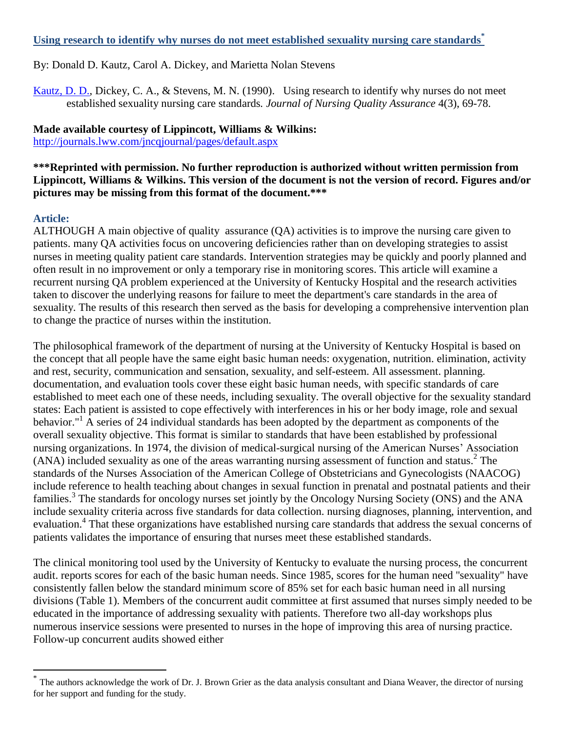# [Using research to identify why nurses do not meet established sexuality nursing care standards*](#)

By: Donald D. Kautz, Carol A. Dickey, and Marietta Nolan Stevens

[Kautz, D. D.](#), Dickey, C. A., & Stevens, M. N. (1990). Using research to identify why nurses do not meet established sexuality nursing care standards. *Journal of Nursing Quality Assurance* 4(3), 69-78.

**Made available courtesy of Lippincott, Williams & Wilkins:**
http://journals.lww.com/jncqjournal/pages/default.aspx

**\*\*\*Reprinted with permission. No further reproduction is authorized without written permission from Lippincott, Williams & Wilkins. This version of the document is not the version of record. Figures and/or pictures may be missing from this format of the document.\*\*\***

## Article:

ALTHOUGH A main objective of quality assurance (QA) activities is to improve the nursing care given to patients. many QA activities focus on uncovering deficiencies rather than on developing strategies to assist nurses in meeting quality patient care standards. Intervention strategies may be quickly and poorly planned and often result in no improvement or only a temporary rise in monitoring scores. This article will examine a recurrent nursing QA problem experienced at the University of Kentucky Hospital and the research activities taken to discover the underlying reasons for failure to meet the department's care standards in the area of sexuality. The results of this research then served as the basis for developing a comprehensive intervention plan to change the practice of nurses within the institution.

The philosophical framework of the department of nursing at the University of Kentucky Hospital is based on the concept that all people have the same eight basic human needs: oxygenation, nutrition. elimination, activity and rest, security, communication and sensation, sexuality, and self-esteem. All assessment. planning. documentation, and evaluation tools cover these eight basic human needs, with specific standards of care established to meet each one of these needs, including sexuality. The overall objective for the sexuality standard states: Each patient is assisted to cope effectively with interferences in his or her body image, role and sexual behavior."[1] A series of 24 individual standards has been adopted by the department as components of the overall sexuality objective. This format is similar to standards that have been established by professional nursing organizations. In 1974, the division of medical-surgical nursing of the American Nurses' Association (ANA) included sexuality as one of the areas warranting nursing assessment of function and status.[2] The standards of the Nurses Association of the American College of Obstetricians and Gynecologists (NAACOG) include reference to health teaching about changes in sexual function in prenatal and postnatal patients and their families.[3] The standards for oncology nurses set jointly by the Oncology Nursing Society (ONS) and the ANA include sexuality criteria across five standards for data collection. nursing diagnoses, planning, intervention, and evaluation.[4] That these organizations have established nursing care standards that address the sexual concerns of patients validates the importance of ensuring that nurses meet these established standards.

The clinical monitoring tool used by the University of Kentucky to evaluate the nursing process, the concurrent audit. reports scores for each of the basic human needs. Since 1985, scores for the human need "sexuality" have consistently fallen below the standard minimum score of 85% set for each basic human need in all nursing divisions (Table 1). Members of the concurrent audit committee at first assumed that nurses simply needed to be educated in the importance of addressing sexuality with patients. Therefore two all-day workshops plus numerous inservice sessions were presented to nurses in the hope of improving this area of nursing practice. Follow-up concurrent audits showed either

---

\* The authors acknowledge the work of Dr. J. Brown Grier as the data analysis consultant and Diana Weaver, the director of nursing for her support and funding for the study.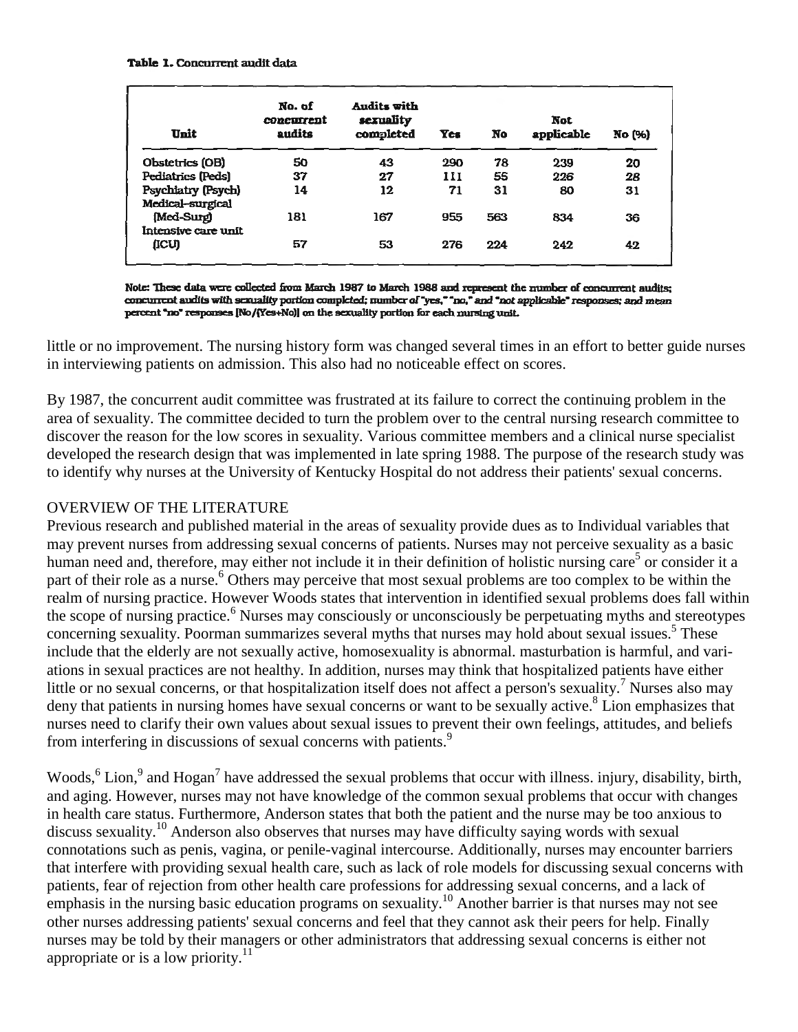**Table 1.** Concurrent audit data

| Unit | No. of concurrent audits | Audits with sexuality completed | Yes | No | Not applicable | No (%) |
|---|---|---|---|---|---|---|
| Obstetrics (OB) | 50 | 43 | 290 | 78 | 239 | 20 |
| Pediatrics (Peds) | 37 | 27 | 111 | 55 | 226 | 28 |
| Psychiatry (Psych) | 14 | 12 | 71 | 31 | 80 | 31 |
| Medical–surgical (Med-Surg) | 181 | 167 | 955 | 563 | 834 | 36 |
| Intensive care unit (ICU) | 57 | 53 | 276 | 224 | 242 | 42 |

Note: These data were collected from March 1987 to March 1988 and represent the number of concurrent audits; concurrent audits with sexuality portion completed; number of "yes," "no," and "not applicable" responses; and mean percent "no" responses [No/(Yes+No)] on the sexuality portion for each nursing unit.

little or no improvement. The nursing history form was changed several times in an effort to better guide nurses in interviewing patients on admission. This also had no noticeable effect on scores.

By 1987, the concurrent audit committee was frustrated at its failure to correct the continuing problem in the area of sexuality. The committee decided to turn the problem over to the central nursing research committee to discover the reason for the low scores in sexuality. Various committee members and a clinical nurse specialist developed the research design that was implemented in late spring 1988. The purpose of the research study was to identify why nurses at the University of Kentucky Hospital do not address their patients' sexual concerns.

## OVERVIEW OF THE LITERATURE

Previous research and published material in the areas of sexuality provide dues as to Individual variables that may prevent nurses from addressing sexual concerns of patients. Nurses may not perceive sexuality as a basic human need and, therefore, may either not include it in their definition of holistic nursing care[5] or consider it a part of their role as a nurse.[6] Others may perceive that most sexual problems are too complex to be within the realm of nursing practice. However Woods states that intervention in identified sexual problems does fall within the scope of nursing practice.[6] Nurses may consciously or unconsciously be perpetuating myths and stereotypes concerning sexuality. Poorman summarizes several myths that nurses may hold about sexual issues.[5] These include that the elderly are not sexually active, homosexuality is abnormal. masturbation is harmful, and variations in sexual practices are not healthy. In addition, nurses may think that hospitalized patients have either little or no sexual concerns, or that hospitalization itself does not affect a person's sexuality.[7] Nurses also may deny that patients in nursing homes have sexual concerns or want to be sexually active.[8] Lion emphasizes that nurses need to clarify their own values about sexual issues to prevent their own feelings, attitudes, and beliefs from interfering in discussions of sexual concerns with patients.[9]

Woods,[6] Lion,[9] and Hogan[7] have addressed the sexual problems that occur with illness. injury, disability, birth, and aging. However, nurses may not have knowledge of the common sexual problems that occur with changes in health care status. Furthermore, Anderson states that both the patient and the nurse may be too anxious to discuss sexuality.[10] Anderson also observes that nurses may have difficulty saying words with sexual connotations such as penis, vagina, or penile-vaginal intercourse. Additionally, nurses may encounter barriers that interfere with providing sexual health care, such as lack of role models for discussing sexual concerns with patients, fear of rejection from other health care professions for addressing sexual concerns, and a lack of emphasis in the nursing basic education programs on sexuality.[10] Another barrier is that nurses may not see other nurses addressing patients' sexual concerns and feel that they cannot ask their peers for help. Finally nurses may be told by their managers or other administrators that addressing sexual concerns is either not appropriate or is a low priority.[11]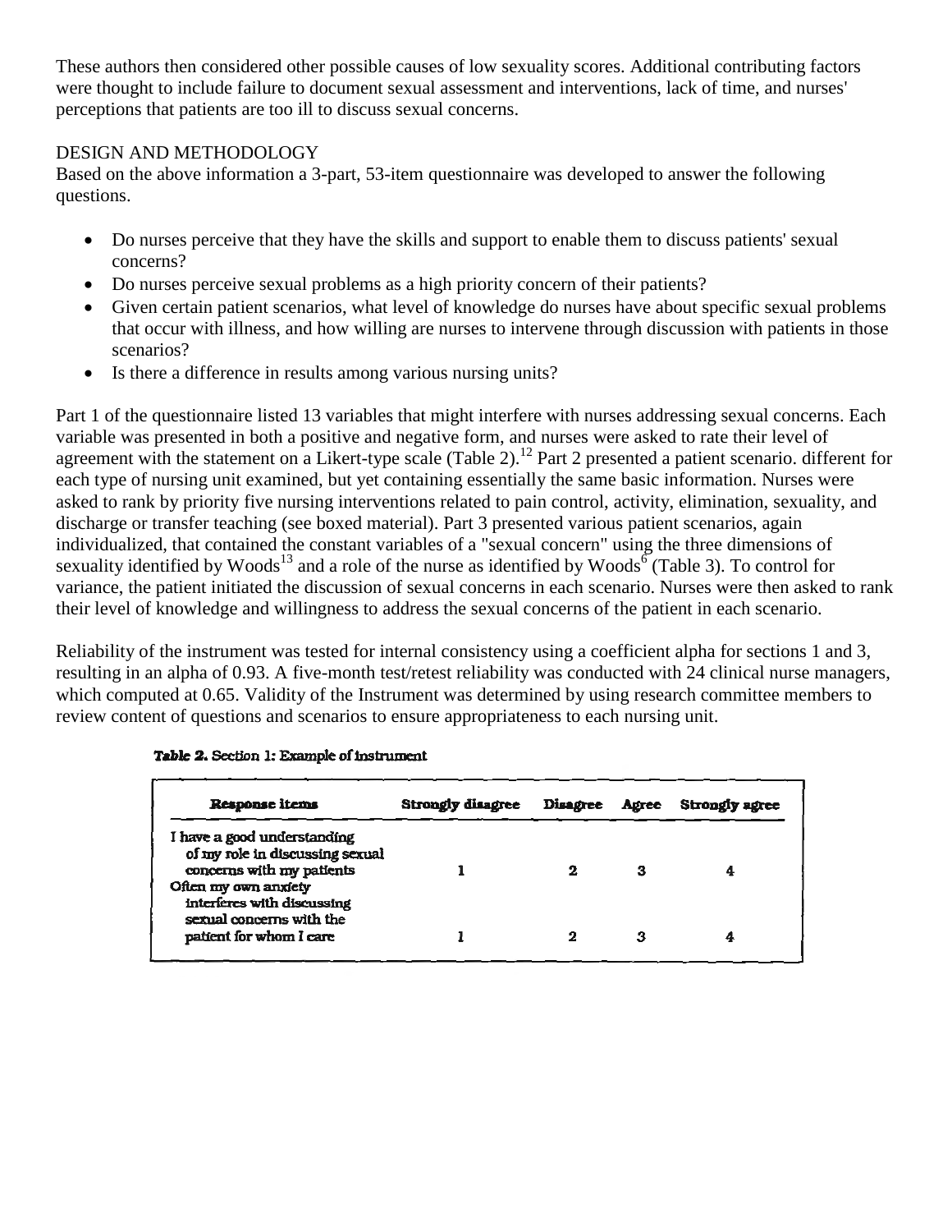These authors then considered other possible causes of low sexuality scores. Additional contributing factors were thought to include failure to document sexual assessment and interventions, lack of time, and nurses' perceptions that patients are too ill to discuss sexual concerns.

## DESIGN AND METHODOLOGY

Based on the above information a 3-part, 53-item questionnaire was developed to answer the following questions.

- Do nurses perceive that they have the skills and support to enable them to discuss patients' sexual concerns?
- Do nurses perceive sexual problems as a high priority concern of their patients?
- Given certain patient scenarios, what level of knowledge do nurses have about specific sexual problems that occur with illness, and how willing are nurses to intervene through discussion with patients in those scenarios?
- Is there a difference in results among various nursing units?

Part 1 of the questionnaire listed 13 variables that might interfere with nurses addressing sexual concerns. Each variable was presented in both a positive and negative form, and nurses were asked to rate their level of agreement with the statement on a Likert-type scale (Table 2).[12] Part 2 presented a patient scenario. different for each type of nursing unit examined, but yet containing essentially the same basic information. Nurses were asked to rank by priority five nursing interventions related to pain control, activity, elimination, sexuality, and discharge or transfer teaching (see boxed material). Part 3 presented various patient scenarios, again individualized, that contained the constant variables of a "sexual concern" using the three dimensions of sexuality identified by Woods[13] and a role of the nurse as identified by Woods[6] (Table 3). To control for variance, the patient initiated the discussion of sexual concerns in each scenario. Nurses were then asked to rank their level of knowledge and willingness to address the sexual concerns of the patient in each scenario.

Reliability of the instrument was tested for internal consistency using a coefficient alpha for sections 1 and 3, resulting in an alpha of 0.93. A five-month test/retest reliability was conducted with 24 clinical nurse managers, which computed at 0.65. Validity of the Instrument was determined by using research committee members to review content of questions and scenarios to ensure appropriateness to each nursing unit.

**Table 2.** Section 1: Example of instrument

| Response items | Strongly disagree | Disagree | Agree | Strongly agree |
|---|---|---|---|---|
| I have a good understanding of my role in discussing sexual concerns with my patients | 1 | 2 | 3 | 4 |
| Often my own anxiety interferes with discussing sexual concerns with the patient for whom I care | 1 | 2 | 3 | 4 |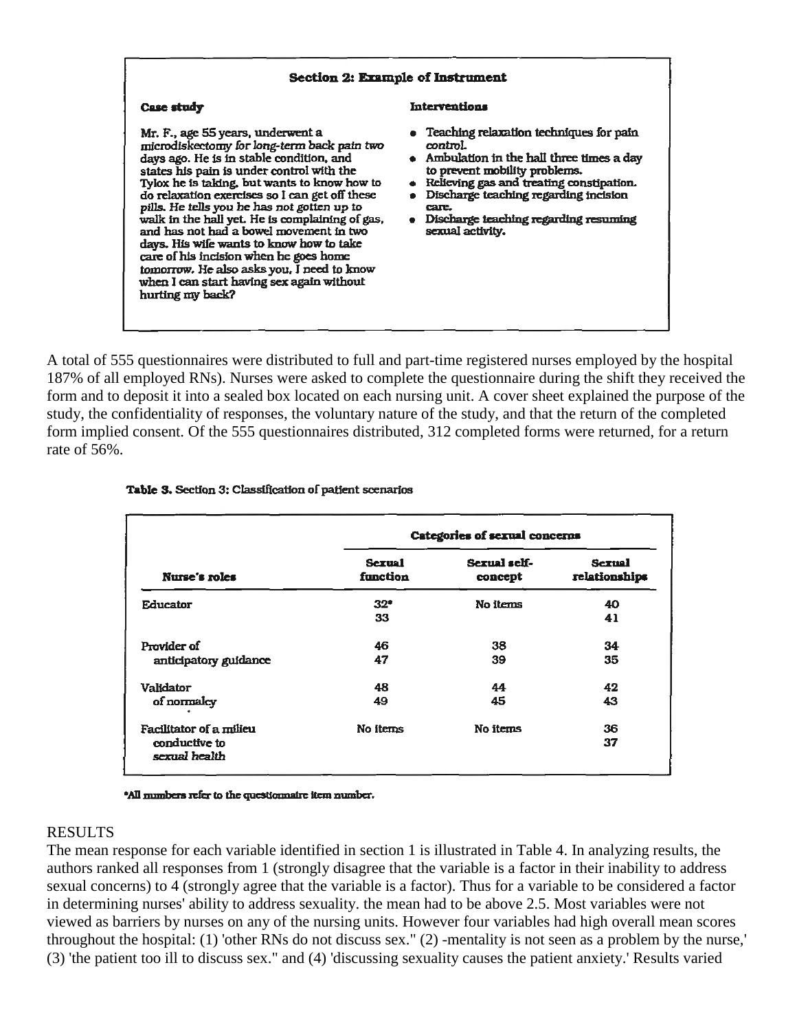**Section 2: Example of Instrument**

| Case study | Interventions |
| --- | --- |
| Mr. F., age 55 years, underwent a microdiskectomy *for long-term back pain two* days ago. He is in stable condition, and states his pain is under control with the Tylox he is taking, but wants to know how to do relaxation exercises so I can get off these pills. He tells you he has not gotten up to walk in the hall yet. He is complaining of gas, and has not had a bowel movement in two days. His wife wants to know how to take care of his incision when he goes home tomorrow. He also asks you, I need to know when I can start having sex again without hurting my back? | • Teaching relaxation techniques for pain control.<br>• Ambulation in the hall three times a day to prevent mobility problems.<br>• Relieving gas and treating constipation.<br>• Discharge teaching regarding incision care.<br>• Discharge teaching regarding resuming sexual activity. |

A total of 555 questionnaires were distributed to full and part-time registered nurses employed by the hospital 187% of all employed RNs). Nurses were asked to complete the questionnaire during the shift they received the form and to deposit it into a sealed box located on each nursing unit. A cover sheet explained the purpose of the study, the confidentiality of responses, the voluntary nature of the study, and that the return of the completed form implied consent. Of the 555 questionnaires distributed, 312 completed forms were returned, for a return rate of 56%.

**Table 3.** Section 3: Classification of patient scenarios

| | Categories of sexual concerns | | |
| --- | --- | --- | --- |
| Nurse's roles | Sexual function | Sexual self-concept | Sexual relationships |
| Educator | 32*<br>33 | No items | 40<br>41 |
| Provider of anticipatory guidance | 46<br>47 | 38<br>39 | 34<br>35 |
| Validator of normalcy | 48<br>49 | 44<br>45 | 42<br>43 |
| Facilitator of a milieu conductive to *sexual health* | No items | No items | 36<br>37 |

*All numbers refer to the questionnaire item number.

## RESULTS

The mean response for each variable identified in section 1 is illustrated in Table 4. In analyzing results, the authors ranked all responses from 1 (strongly disagree that the variable is a factor in their inability to address sexual concerns) to 4 (strongly agree that the variable is a factor). Thus for a variable to be considered a factor in determining nurses' ability to address sexuality. the mean had to be above 2.5. Most variables were not viewed as barriers by nurses on any of the nursing units. However four variables had high overall mean scores throughout the hospital: (1) 'other RNs do not discuss sex." (2) -mentality is not seen as a problem by the nurse,' (3) 'the patient too ill to discuss sex." and (4) 'discussing sexuality causes the patient anxiety.' Results varied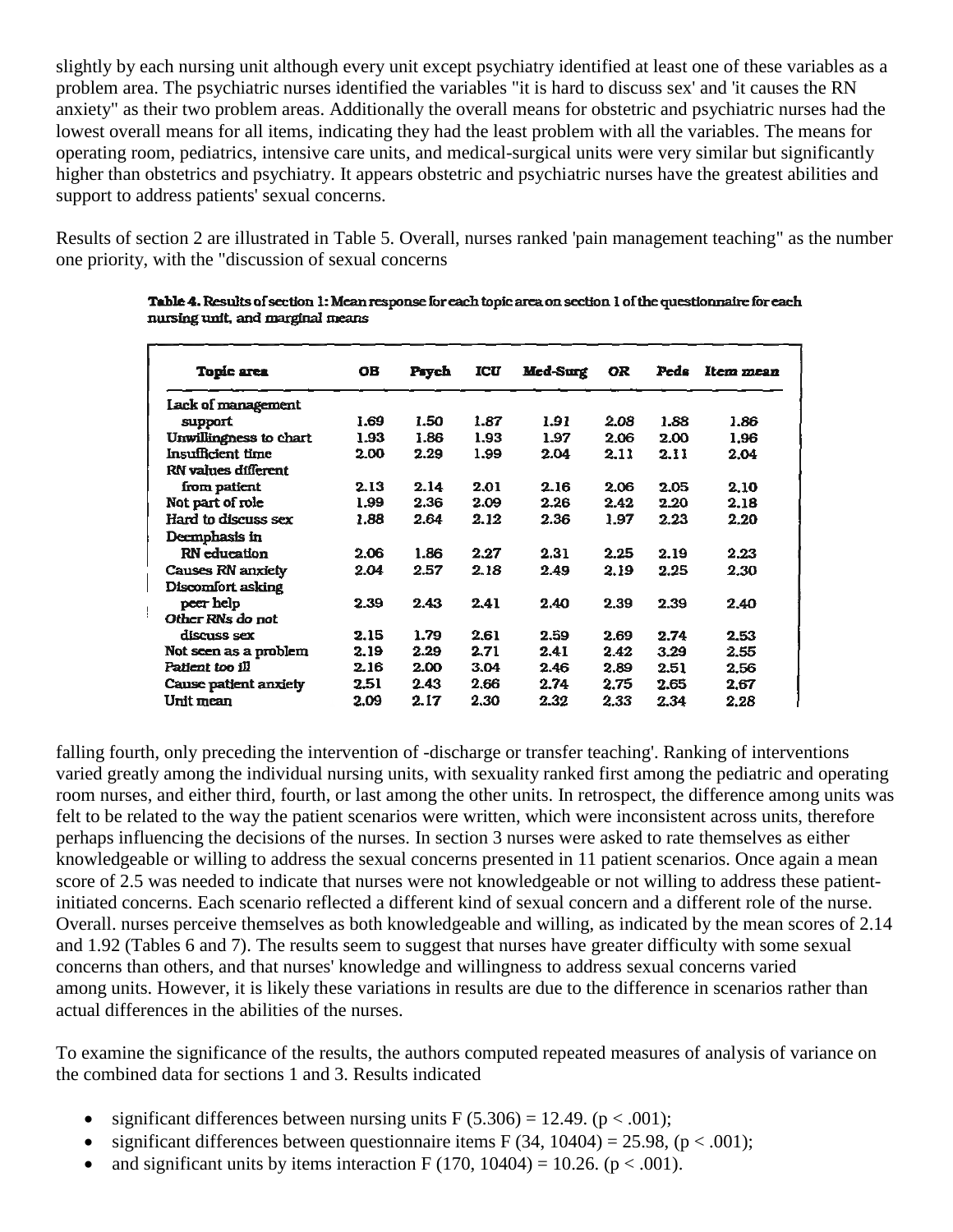slightly by each nursing unit although every unit except psychiatry identified at least one of these variables as a problem area. The psychiatric nurses identified the variables "it is hard to discuss sex' and 'it causes the RN anxiety" as their two problem areas. Additionally the overall means for obstetric and psychiatric nurses had the lowest overall means for all items, indicating they had the least problem with all the variables. The means for operating room, pediatrics, intensive care units, and medical-surgical units were very similar but significantly higher than obstetrics and psychiatry. It appears obstetric and psychiatric nurses have the greatest abilities and support to address patients' sexual concerns.

Results of section 2 are illustrated in Table 5. Overall, nurses ranked 'pain management teaching" as the number one priority, with the "discussion of sexual concerns

**Table 4.** Results of section 1: Mean response for each topic area on section 1 of the questionnaire for each nursing unit, and marginal means

| Topic area | OB | Psych | ICU | Med-Surg | OR | Peds | Item mean |
|---|---|---|---|---|---|---|---|
| Lack of management support | 1.69 | 1.50 | 1.87 | 1.91 | 2.08 | 1.88 | 1.86 |
| Unwillingness to chart | 1.93 | 1.86 | 1.93 | 1.97 | 2.06 | 2.00 | 1.96 |
| Insufficient time | 2.00 | 2.29 | 1.99 | 2.04 | 2.11 | 2.11 | 2.04 |
| RN values different from patient | 2.13 | 2.14 | 2.01 | 2.16 | 2.06 | 2.05 | 2.10 |
| Not part of role | 1.99 | 2.36 | 2.09 | 2.26 | 2.42 | 2.20 | 2.18 |
| Hard to discuss sex | 1.88 | 2.64 | 2.12 | 2.36 | 1.97 | 2.23 | 2.20 |
| Deemphasis in RN education | 2.06 | 1.86 | 2.27 | 2.31 | 2.25 | 2.19 | 2.23 |
| Causes RN anxiety | 2.04 | 2.57 | 2.18 | 2.49 | 2.19 | 2.25 | 2.30 |
| Discomfort asking peer help | 2.39 | 2.43 | 2.41 | 2.40 | 2.39 | 2.39 | 2.40 |
| Other RNs do not discuss sex | 2.15 | 1.79 | 2.61 | 2.59 | 2.69 | 2.74 | 2.53 |
| Not seen as a problem | 2.19 | 2.29 | 2.71 | 2.41 | 2.42 | 3.29 | 2.55 |
| Patient too ill | 2.16 | 2.00 | 3.04 | 2.46 | 2.89 | 2.51 | 2.56 |
| Cause patient anxiety | 2.51 | 2.43 | 2.66 | 2.74 | 2.75 | 2.65 | 2.67 |
| Unit mean | 2.09 | 2.17 | 2.30 | 2.32 | 2.33 | 2.34 | 2.28 |

falling fourth, only preceding the intervention of -discharge or transfer teaching'. Ranking of interventions varied greatly among the individual nursing units, with sexuality ranked first among the pediatric and operating room nurses, and either third, fourth, or last among the other units. In retrospect, the difference among units was felt to be related to the way the patient scenarios were written, which were inconsistent across units, therefore perhaps influencing the decisions of the nurses. In section 3 nurses were asked to rate themselves as either knowledgeable or willing to address the sexual concerns presented in 11 patient scenarios. Once again a mean score of 2.5 was needed to indicate that nurses were not knowledgeable or not willing to address these patient-initiated concerns. Each scenario reflected a different kind of sexual concern and a different role of the nurse. Overall. nurses perceive themselves as both knowledgeable and willing, as indicated by the mean scores of 2.14 and 1.92 (Tables 6 and 7). The results seem to suggest that nurses have greater difficulty with some sexual concerns than others, and that nurses' knowledge and willingness to address sexual concerns varied among units. However, it is likely these variations in results are due to the difference in scenarios rather than actual differences in the abilities of the nurses.

To examine the significance of the results, the authors computed repeated measures of analysis of variance on the combined data for sections 1 and 3. Results indicated

- significant differences between nursing units $F(5.306) = 12.49$. ($p < .001$);
- significant differences between questionnaire items $F(34, 10404) = 25.98$, ($p < .001$);
- and significant units by items interaction $F(170, 10404) = 10.26$. ($p < .001$).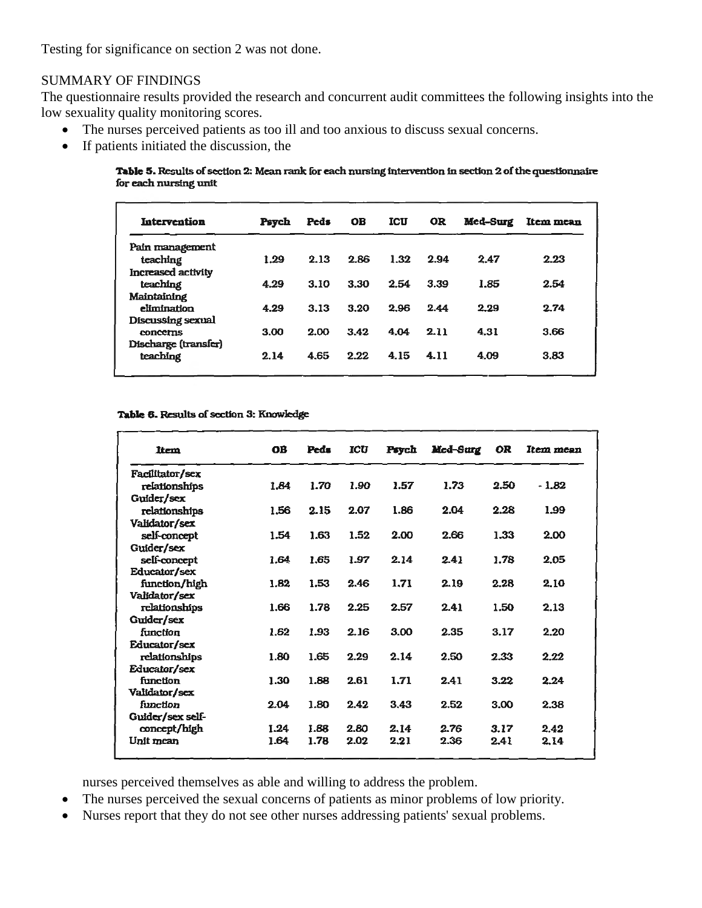Testing for significance on section 2 was not done.

SUMMARY OF FINDINGS

The questionnaire results provided the research and concurrent audit committees the following insights into the low sexuality quality monitoring scores.

- The nurses perceived patients as too ill and too anxious to discuss sexual concerns.
- If patients initiated the discussion, the nurses perceived themselves as able and willing to address the problem.
- The nurses perceived the sexual concerns of patients as minor problems of low priority.
- Nurses report that they do not see other nurses addressing patients' sexual problems.

**Table 5.** Results of section 2: Mean rank for each nursing intervention in section 2 of the questionnaire for each nursing unit

| Intervention | Psych | Peds | OB | ICU | OR | Med–Surg | Item mean |
|---|---|---|---|---|---|---|---|
| Pain management teaching | 1.29 | 2.13 | 2.86 | 1.32 | 2.94 | 2.47 | 2.23 |
| Increased activity teaching | 4.29 | 3.10 | 3.30 | 2.54 | 3.39 | 1.85 | 2.54 |
| Maintaining elimination | 4.29 | 3.13 | 3.20 | 2.96 | 2.44 | 2.29 | 2.74 |
| Discussing sexual concerns | 3.00 | 2.00 | 3.42 | 4.04 | 2.11 | 4.31 | 3.66 |
| Discharge (transfer) teaching | 2.14 | 4.65 | 2.22 | 4.15 | 4.11 | 4.09 | 3.83 |

**Table 6.** Results of section 3: Knowledge

| Item | OB | Peds | ICU | Psych | Med–Surg | OR | Item mean |
|---|---|---|---|---|---|---|---|
| Facilitator/sex relationships | 1.84 | 1.70 | 1.90 | 1.57 | 1.73 | 2.50 | - 1.82 |
| Guider/sex relationships | 1.56 | 2.15 | 2.07 | 1.86 | 2.04 | 2.28 | 1.99 |
| Validator/sex self-concept | 1.54 | 1.63 | 1.52 | 2.00 | 2.66 | 1.33 | 2.00 |
| Guider/sex self-concept | 1.64 | 1.65 | 1.97 | 2.14 | 2.41 | 1.78 | 2.05 |
| Educator/sex function/high | 1.82 | 1.53 | 2.46 | 1.71 | 2.19 | 2.28 | 2.10 |
| Validator/sex relationships | 1.66 | 1.78 | 2.25 | 2.57 | 2.41 | 1.50 | 2.13 |
| Guider/sex function | 1.62 | 1.93 | 2.16 | 3.00 | 2.35 | 3.17 | 2.20 |
| Educator/sex relationships | 1.80 | 1.65 | 2.29 | 2.14 | 2.50 | 2.33 | 2.22 |
| Educator/sex function | 1.30 | 1.88 | 2.61 | 1.71 | 2.41 | 3.22 | 2.24 |
| Validator/sex function | 2.04 | 1.80 | 2.42 | 3.43 | 2.52 | 3.00 | 2.38 |
| Guider/sex self-concept/high | 1.24 | 1.88 | 2.80 | 2.14 | 2.76 | 3.17 | 2.42 |
| Unit mean | 1.64 | 1.78 | 2.02 | 2.21 | 2.36 | 2.41 | 2.14 |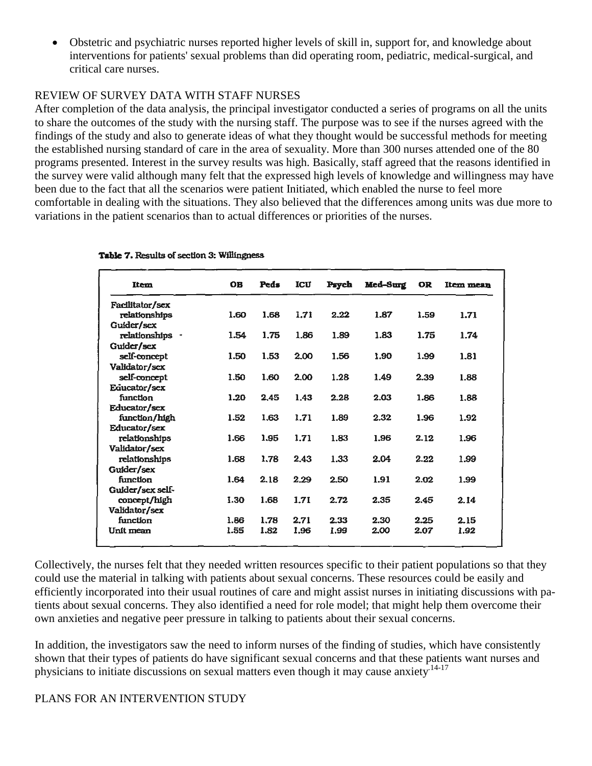- Obstetric and psychiatric nurses reported higher levels of skill in, support for, and knowledge about interventions for patients' sexual problems than did operating room, pediatric, medical-surgical, and critical care nurses.

REVIEW OF SURVEY DATA WITH STAFF NURSES

After completion of the data analysis, the principal investigator conducted a series of programs on all the units to share the outcomes of the study with the nursing staff. The purpose was to see if the nurses agreed with the findings of the study and also to generate ideas of what they thought would be successful methods for meeting the established nursing standard of care in the area of sexuality. More than 300 nurses attended one of the 80 programs presented. Interest in the survey results was high. Basically, staff agreed that the reasons identified in the survey were valid although many felt that the expressed high levels of knowledge and willingness may have been due to the fact that all the scenarios were patient Initiated, which enabled the nurse to feel more comfortable in dealing with the situations. They also believed that the differences among units was due more to variations in the patient scenarios than to actual differences or priorities of the nurses.

**Table 7.** Results of section 3: Willingness

| Item | OB | Peds | ICU | Psych | Med-Surg | OR | Item mean |
|---|---|---|---|---|---|---|---|
| Facilitator/sex relationships | 1.60 | 1.68 | 1.71 | 2.22 | 1.87 | 1.59 | 1.71 |
| Guider/sex relationships | 1.54 | 1.75 | 1.86 | 1.89 | 1.83 | 1.75 | 1.74 |
| Guider/sex self-concept | 1.50 | 1.53 | 2.00 | 1.56 | 1.90 | 1.99 | 1.81 |
| Validator/sex self-concept | 1.50 | 1.60 | 2.00 | 1.28 | 1.49 | 2.39 | 1.88 |
| Educator/sex function | 1.20 | 2.45 | 1.43 | 2.28 | 2.03 | 1.86 | 1.88 |
| Educator/sex function/high | 1.52 | 1.63 | 1.71 | 1.89 | 2.32 | 1.96 | 1.92 |
| Educator/sex relationships | 1.66 | 1.95 | 1.71 | 1.83 | 1.96 | 2.12 | 1.96 |
| Validator/sex relationships | 1.68 | 1.78 | 2.43 | 1.33 | 2.04 | 2.22 | 1.99 |
| Guider/sex function | 1.64 | 2.18 | 2.29 | 2.50 | 1.91 | 2.02 | 1.99 |
| Guider/sex self-concept/high | 1.30 | 1.68 | 1.71 | 2.72 | 2.35 | 2.45 | 2.14 |
| Validator/sex function | 1.86 | 1.78 | 2.71 | 2.33 | 2.30 | 2.25 | 2.15 |
| Unit mean | 1.55 | 1.82 | 1.96 | 1.99 | 2.00 | 2.07 | 1.92 |

Collectively, the nurses felt that they needed written resources specific to their patient populations so that they could use the material in talking with patients about sexual concerns. These resources could be easily and efficiently incorporated into their usual routines of care and might assist nurses in initiating discussions with patients about sexual concerns. They also identified a need for role model; that might help them overcome their own anxieties and negative peer pressure in talking to patients about their sexual concerns.

In addition, the investigators saw the need to inform nurses of the finding of studies, which have consistently shown that their types of patients do have significant sexual concerns and that these patients want nurses and physicians to initiate discussions on sexual matters even though it may cause anxiety.[14-17]

PLANS FOR AN INTERVENTION STUDY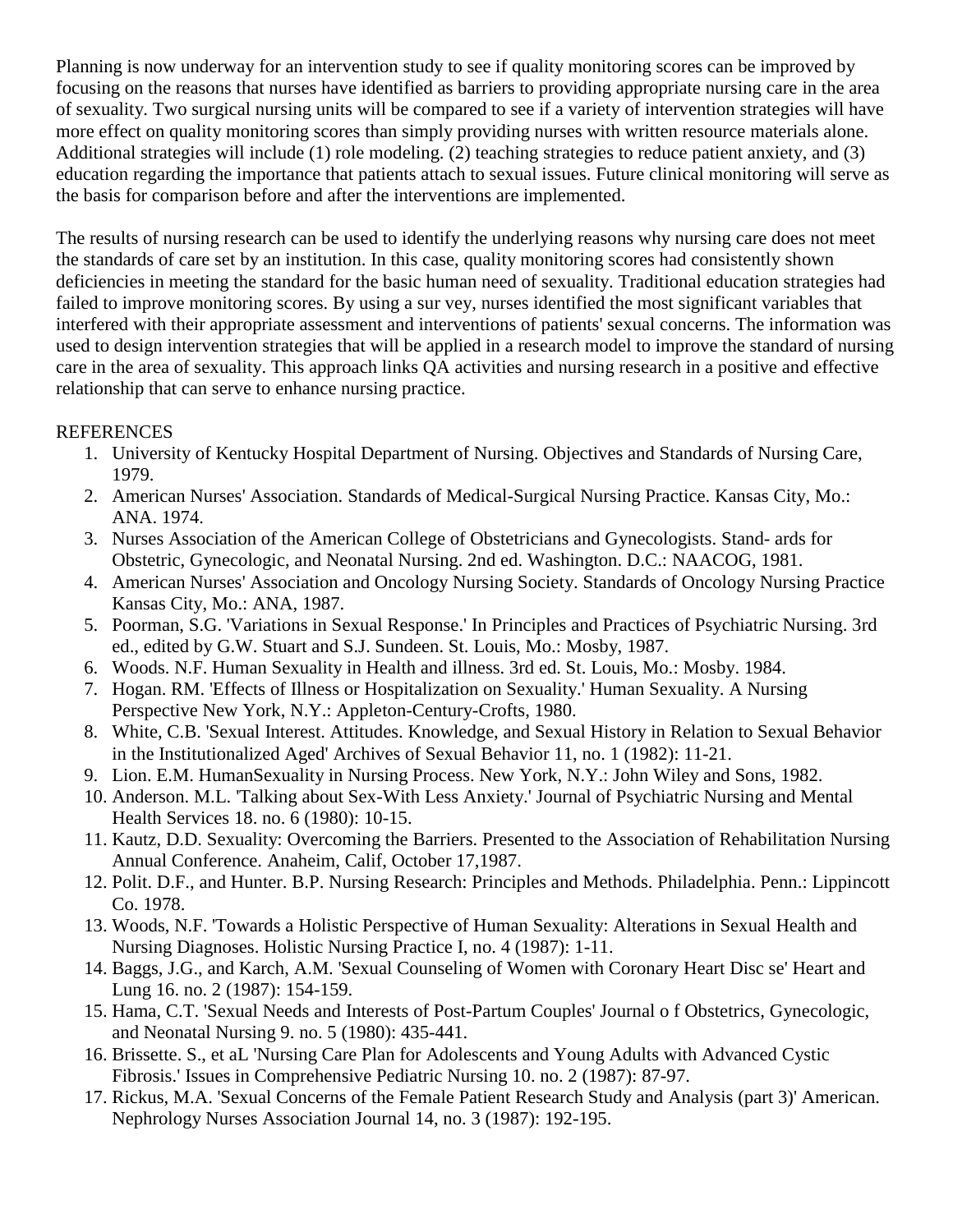Planning is now underway for an intervention study to see if quality monitoring scores can be improved by focusing on the reasons that nurses have identified as barriers to providing appropriate nursing care in the area of sexuality. Two surgical nursing units will be compared to see if a variety of intervention strategies will have more effect on quality monitoring scores than simply providing nurses with written resource materials alone. Additional strategies will include (1) role modeling. (2) teaching strategies to reduce patient anxiety, and (3) education regarding the importance that patients attach to sexual issues. Future clinical monitoring will serve as the basis for comparison before and after the interventions are implemented.

The results of nursing research can be used to identify the underlying reasons why nursing care does not meet the standards of care set by an institution. In this case, quality monitoring scores had consistently shown deficiencies in meeting the standard for the basic human need of sexuality. Traditional education strategies had failed to improve monitoring scores. By using a sur vey, nurses identified the most significant variables that interfered with their appropriate assessment and interventions of patients' sexual concerns. The information was used to design intervention strategies that will be applied in a research model to improve the standard of nursing care in the area of sexuality. This approach links QA activities and nursing research in a positive and effective relationship that can serve to enhance nursing practice.

REFERENCES

1. University of Kentucky Hospital Department of Nursing. Objectives and Standards of Nursing Care, 1979.
2. American Nurses' Association. Standards of Medical-Surgical Nursing Practice. Kansas City, Mo.: ANA. 1974.
3. Nurses Association of the American College of Obstetricians and Gynecologists. Stand- ards for Obstetric, Gynecologic, and Neonatal Nursing. 2nd ed. Washington. D.C.: NAACOG, 1981.
4. American Nurses' Association and Oncology Nursing Society. Standards of Oncology Nursing Practice Kansas City, Mo.: ANA, 1987.
5. Poorman, S.G. 'Variations in Sexual Response.' In Principles and Practices of Psychiatric Nursing. 3rd ed., edited by G.W. Stuart and S.J. Sundeen. St. Louis, Mo.: Mosby, 1987.
6. Woods. N.F. Human Sexuality in Health and illness. 3rd ed. St. Louis, Mo.: Mosby. 1984.
7. Hogan. RM. 'Effects of Illness or Hospitalization on Sexuality.' Human Sexuality. A Nursing Perspective New York, N.Y.: Appleton-Century-Crofts, 1980.
8. White, C.B. 'Sexual Interest. Attitudes. Knowledge, and Sexual History in Relation to Sexual Behavior in the Institutionalized Aged' Archives of Sexual Behavior 11, no. 1 (1982): 11-21.
9. Lion. E.M. HumanSexuality in Nursing Process. New York, N.Y.: John Wiley and Sons, 1982.
10. Anderson. M.L. 'Talking about Sex-With Less Anxiety.' Journal of Psychiatric Nursing and Mental Health Services 18. no. 6 (1980): 10-15.
11. Kautz, D.D. Sexuality: Overcoming the Barriers. Presented to the Association of Rehabilitation Nursing Annual Conference. Anaheim, Calif, October 17,1987.
12. Polit. D.F., and Hunter. B.P. Nursing Research: Principles and Methods. Philadelphia. Penn.: Lippincott Co. 1978.
13. Woods, N.F. 'Towards a Holistic Perspective of Human Sexuality: Alterations in Sexual Health and Nursing Diagnoses. Holistic Nursing Practice I, no. 4 (1987): 1-11.
14. Baggs, J.G., and Karch, A.M. 'Sexual Counseling of Women with Coronary Heart Disc se' Heart and Lung 16. no. 2 (1987): 154-159.
15. Hama, C.T. 'Sexual Needs and Interests of Post-Partum Couples' Journal o f Obstetrics, Gynecologic, and Neonatal Nursing 9. no. 5 (1980): 435-441.
16. Brissette. S., et aL 'Nursing Care Plan for Adolescents and Young Adults with Advanced Cystic Fibrosis.' Issues in Comprehensive Pediatric Nursing 10. no. 2 (1987): 87-97.
17. Rickus, M.A. 'Sexual Concerns of the Female Patient Research Study and Analysis (part 3)' American. Nephrology Nurses Association Journal 14, no. 3 (1987): 192-195.